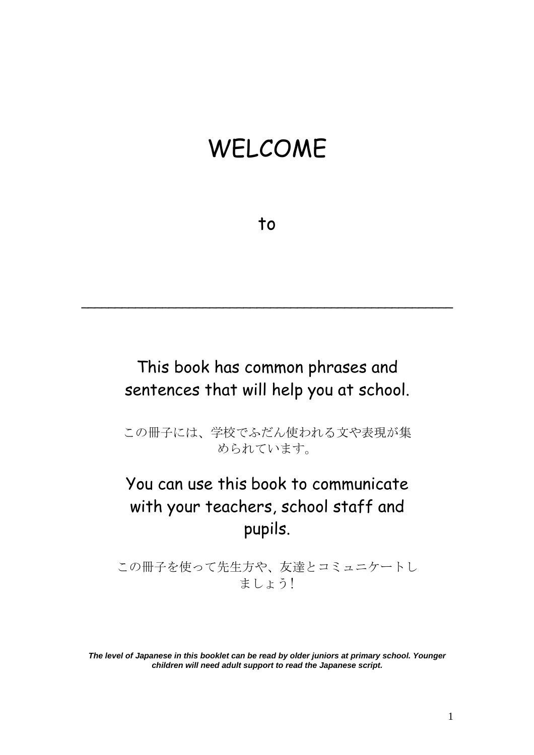# WELCOME

to

___________________________________________

This book has common phrases and sentences that will help you at school.

この冊子には、学校でふだん使われる文や表現が集められています。

You can use this book to communicate with your teachers, school staff and pupils.

この冊子を使って先生方や、友達とコミュニケートしましょう！

***The level of Japanese in this booklet can be read by older juniors at primary school. Younger children will need adult support to read the Japanese script.***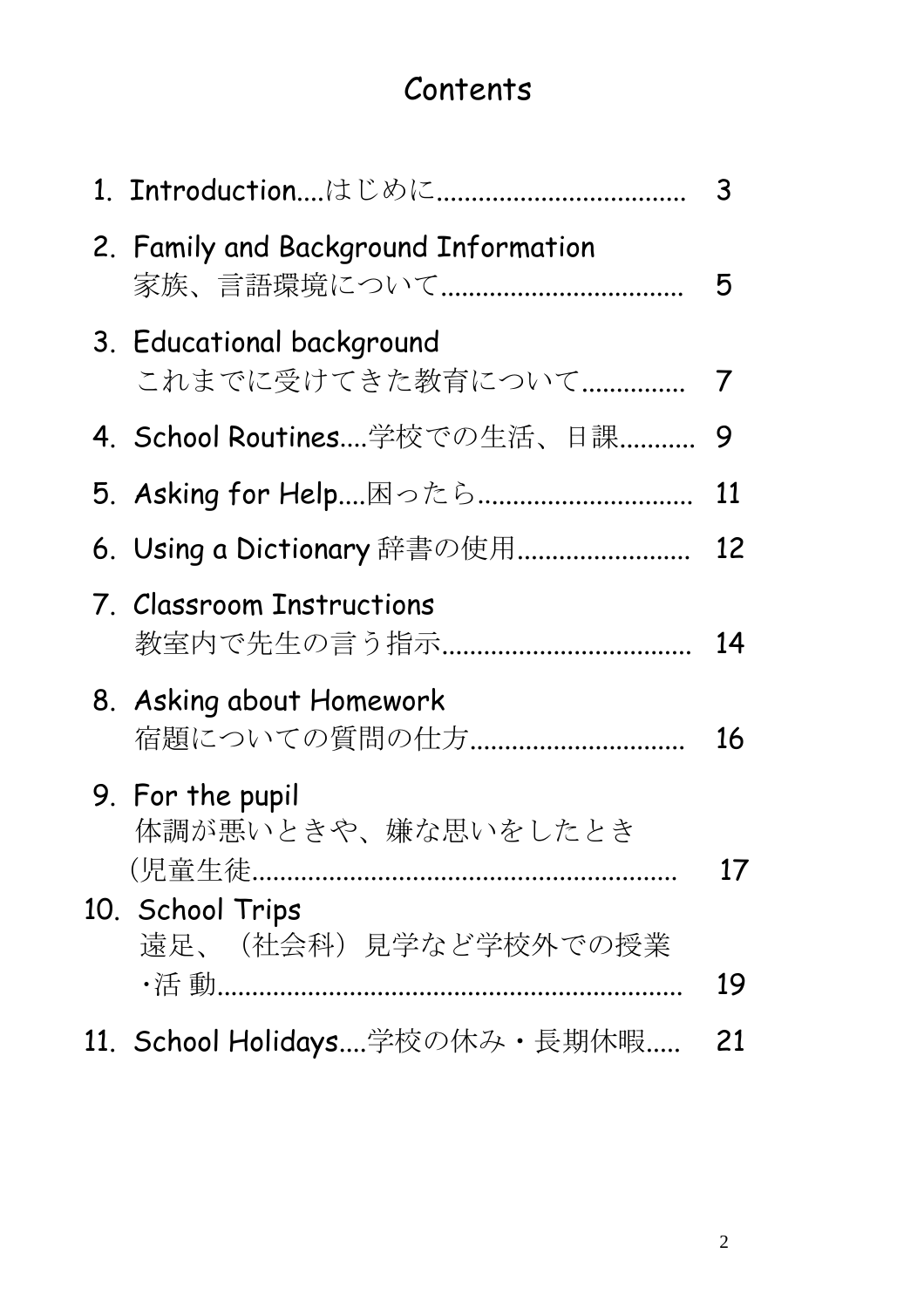# Contents

1. Introduction....はじめに.................................. 3
2. Family and Background Information
   家族、言語環境について.................................. 5
3. Educational background
   これまでに受けてきた教育について.............. 7
4. School Routines....学校での生活、日課.......... 9
5. Asking for Help....困ったら.............................. 11
6. Using a Dictionary 辞書の使用........................ 12
7. Classroom Instructions
   教室内で先生の言う指示.................................. 14
8. Asking about Homework
   宿題についての質問の仕方.............................. 16
9. For the pupil
   体調が悪いときや、嫌な思いをしたとき
   (児童生徒............................................................ 17
10. School Trips
    遠足、(社会科)見学など学校外での授業
    ・活 動................................................................ 19
11. School Holidays....学校の休み・長期休暇..... 21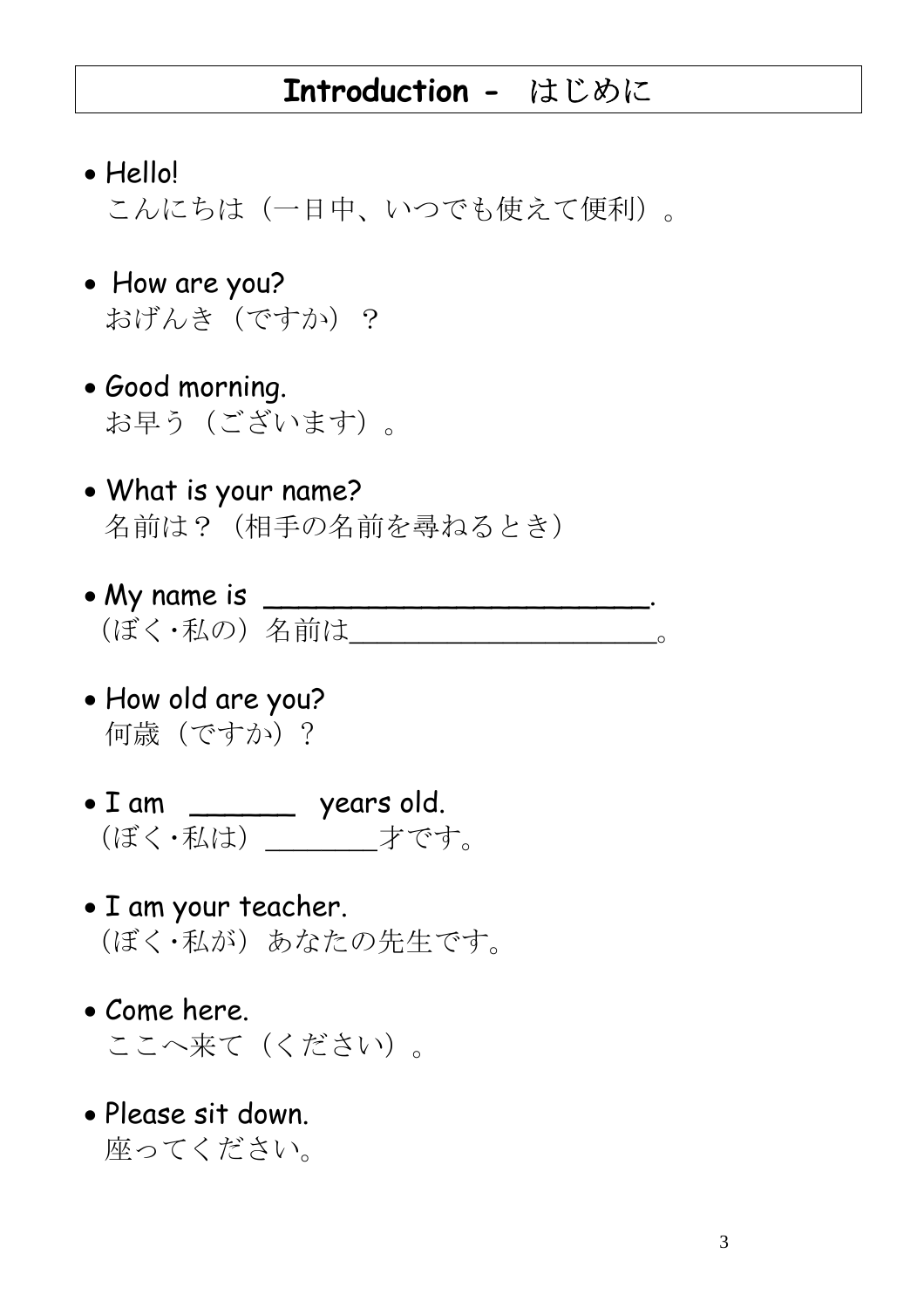# Introduction - はじめに

- Hello!
  こんにちは（一日中、いつでも使えて便利）。

- How are you?
  おげんき（ですか）？

- Good morning.
  お早う（ございます）。

- What is your name?
  名前は？（相手の名前を尋ねるとき）

- My name is ________________________.
  （ぼく･私の）名前は____________________。

- How old are you?
  何歳（ですか）？

- I am ______ years old.
  （ぼく･私は）_______才です。

- I am your teacher.
  （ぼく･私が）あなたの先生です。

- Come here.
  ここへ来て（ください）。

- Please sit down.
  座ってください。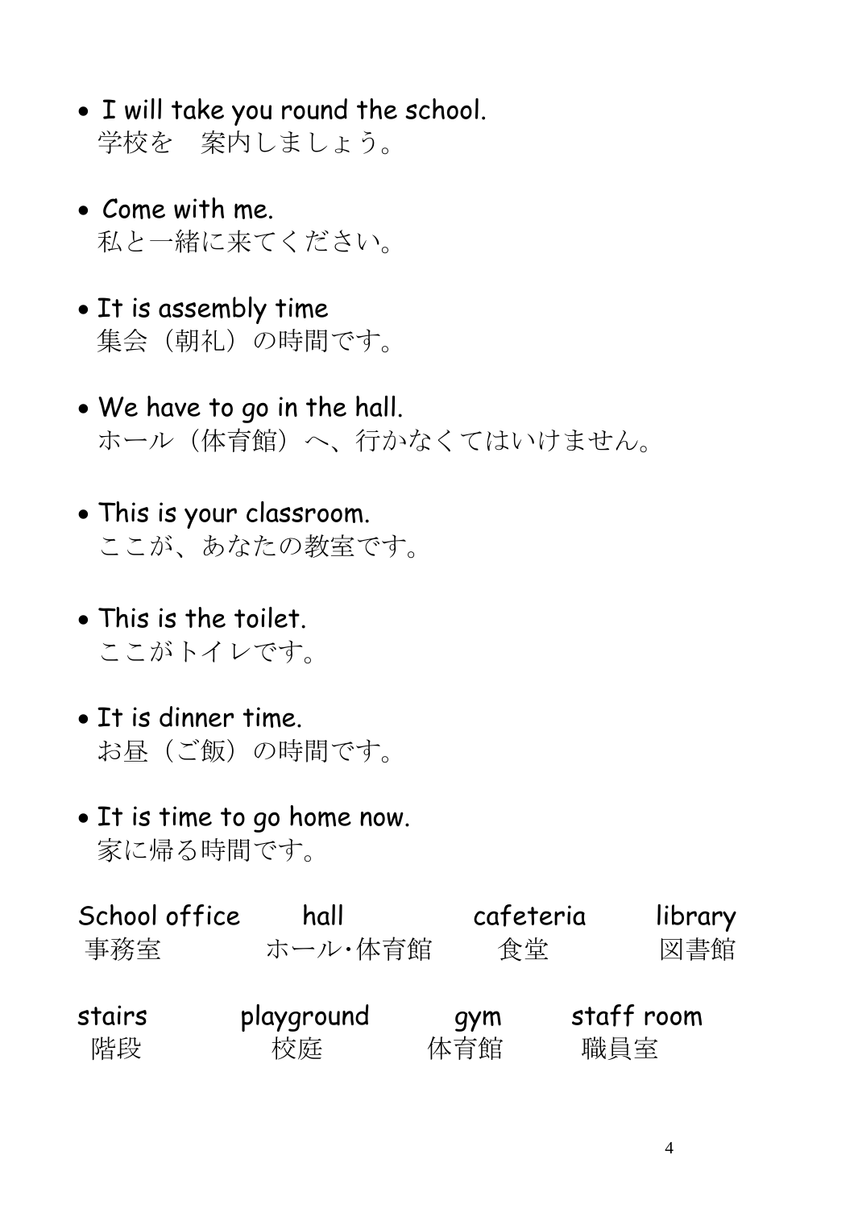- I will take you round the school.
  学校を　案内しましょう。

- Come with me.
  私と一緒に来てください。

- It is assembly time
  集会（朝礼）の時間です。

- We have to go in the hall.
  ホール（体育館）へ、行かなくてはいけません。

- This is your classroom.
  ここが、あなたの教室です。

- This is the toilet.
  ここがトイレです。

- It is dinner time.
  お昼（ご飯）の時間です。

- It is time to go home now.
  家に帰る時間です。

| School office | hall | cafeteria | library |
| --- | --- | --- | --- |
| 事務室 | ホール･体育館 | 食堂 | 図書館 |

| stairs | playground | gym | staff room |
| --- | --- | --- | --- |
| 階段 | 校庭 | 体育館 | 職員室 |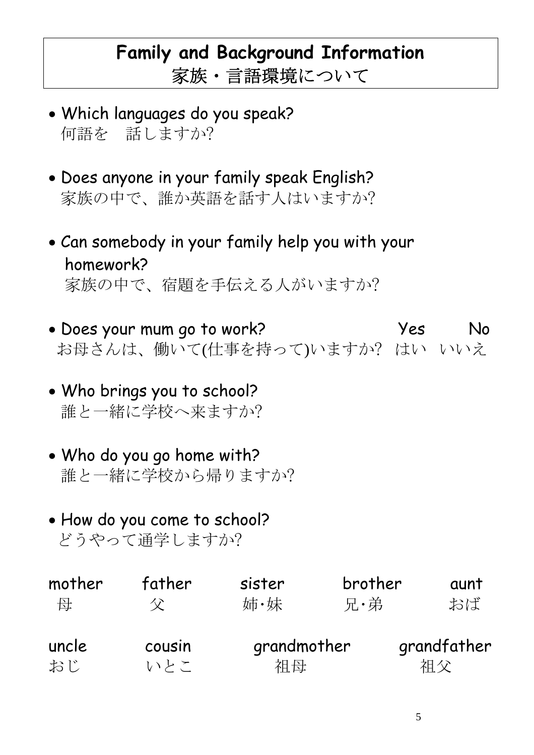# Family and Background Information
# 家族・言語環境について

- Which languages do you speak?
  何語を　話しますか?

- Does anyone in your family speak English?
  家族の中で、誰か英語を話す人はいますか?

- Can somebody in your family help you with your homework?
  家族の中で、宿題を手伝える人がいますか?

- Does your mum go to work?　　Yes　　No
  お母さんは、働いて(仕事を持って)いますか?　はい　いいえ

- Who brings you to school?
  誰と一緒に学校へ来ますか?

- Who do you go home with?
  誰と一緒に学校から帰りますか?

- How do you come to school?
  どうやって通学しますか?

| mother | father | sister | brother | aunt |
|---|---|---|---|---|
| 母 | 父 | 姉･妹 | 兄･弟 | おば |
| uncle | cousin | grandmother | grandfather | |
| おじ | いとこ | 祖母 | 祖父 | |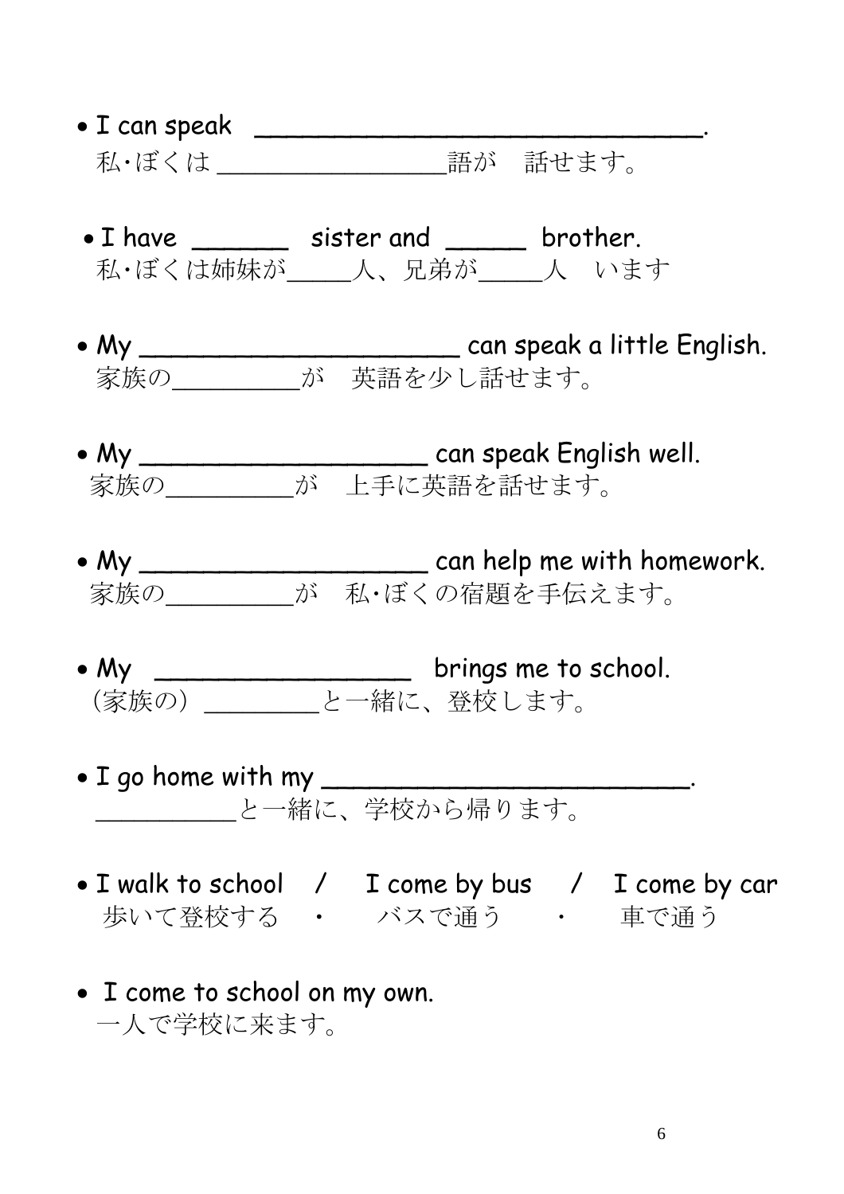- I can speak ______________________________.
  私･ぼくは ________________語が　話せます。

- I have ______ sister and _____ brother.
  私･ぼくは姉妹が_____人、兄弟が_____人　います

- My ______________________ can speak a little English.
  家族の_________が　英語を少し話せます。

- My ____________________ can speak English well.
  家族の_________が　上手に英語を話せます。

- My ____________________ can help me with homework.
  家族の_________が　私･ぼくの宿題を手伝えます。

- My __________________ brings me to school.
  （家族の）________と一緒に、登校します。

- I go home with my _________________________.
  __________と一緒に、学校から帰ります。

- I walk to school　/　I come by bus　/　I come by car
  歩いて登校する　・　バスで通う　・　車で通う

- I come to school on my own.
  一人で学校に来ます。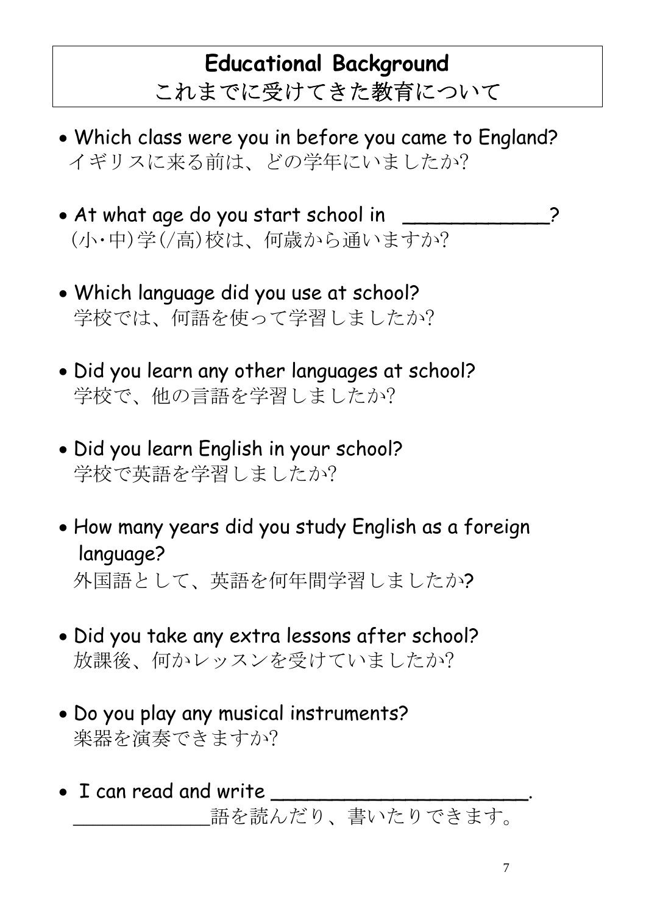# Educational Background
# これまでに受けてきた教育について

- Which class were you in before you came to England?
  イギリスに来る前は、どの学年にいましたか?

- At what age do you start school in ____________?
  (小・中)学(/高)校は、何歳から通いますか?

- Which language did you use at school?
  学校では、何語を使って学習しましたか?

- Did you learn any other languages at school?
  学校で、他の言語を学習しましたか?

- Did you learn English in your school?
  学校で英語を学習しましたか?

- How many years did you study English as a foreign language?
  外国語として、英語を何年間学習しましたか?

- Did you take any extra lessons after school?
  放課後、何かレッスンを受けていましたか?

- Do you play any musical instruments?
  楽器を演奏できますか?

- I can read and write ______________________.
  ____________語を読んだり、書いたりできます。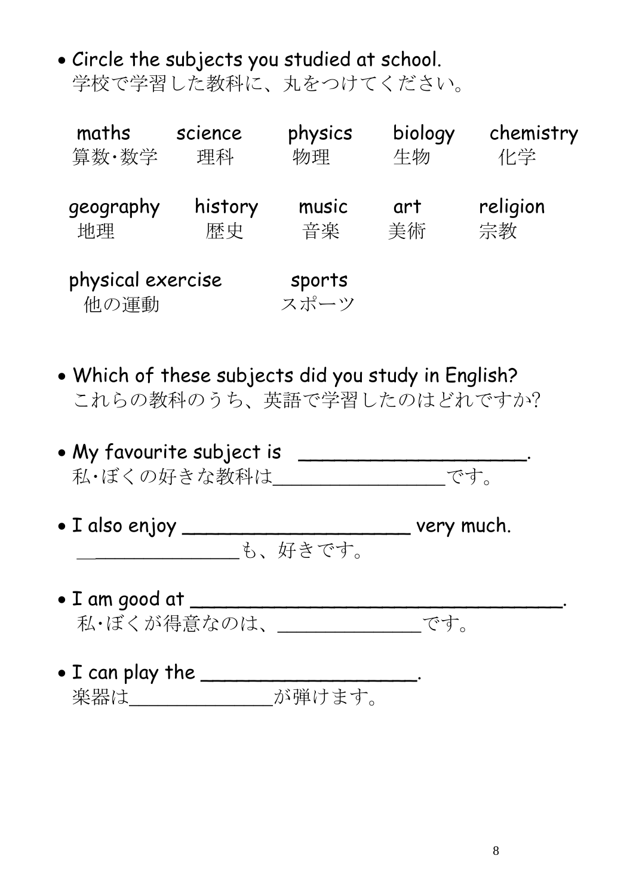- Circle the subjects you studied at school.
  学校で学習した教科に、丸をつけてください。

| maths | science | physics | biology | chemistry |
|---|---|---|---|---|
| 算数･数学 | 理科 | 物理 | 生物 | 化学 |
| geography | history | music | art | religion |
| 地理 | 歴史 | 音楽 | 美術 | 宗教 |
| physical exercise | sports | | | |
| 他の運動 | スポーツ | | | |

- Which of these subjects did you study in English?
  これらの教科のうち、英語で学習したのはどれですか?

- My favourite subject is \_\_\_\_\_\_\_\_\_\_\_\_\_\_\_\_\_\_\_\_.
  私･ぼくの好きな教科は\_\_\_\_\_\_\_\_\_\_\_\_\_\_\_\_です。

- I also enjoy \_\_\_\_\_\_\_\_\_\_\_\_\_\_\_\_\_\_\_\_ very much.
  \_\_\_\_\_\_\_\_\_\_\_\_\_\_\_\_も、好きです。

- I am good at \_\_\_\_\_\_\_\_\_\_\_\_\_\_\_\_\_\_\_\_\_\_\_\_\_\_\_\_\_\_\_\_\_\_.
  私･ぼくが得意なのは、\_\_\_\_\_\_\_\_\_\_\_\_\_です。

- I can play the \_\_\_\_\_\_\_\_\_\_\_\_\_\_\_\_\_\_\_\_.
  楽器は\_\_\_\_\_\_\_\_\_\_\_\_\_が弾けます。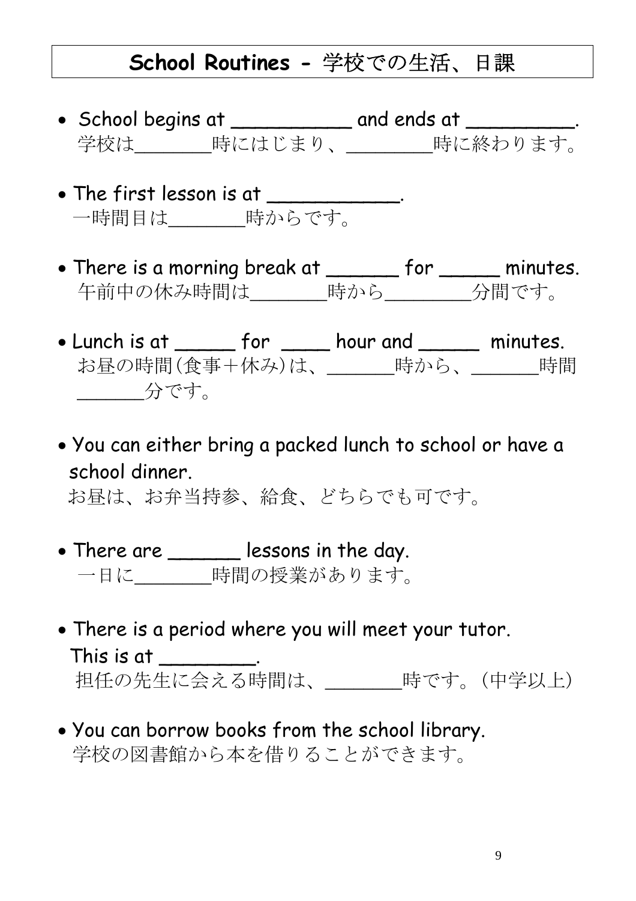## School Routines - 学校での生活、日課

- School begins at __________ and ends at _________.
  学校は_______時にはじまり、________時に終わります。

- The first lesson is at ___________.
  一時間目は_______時からです。

- There is a morning break at ______ for _____ minutes.
  午前中の休み時間は_______時から________分間です。

- Lunch is at _____ for ____ hour and _____ minutes.
  お昼の時間(食事+休み)は、______時から、______時間______分です。

- You can either bring a packed lunch to school or have a school dinner.
  お昼は、お弁当持参、給食、どちらでも可です。

- There are ______ lessons in the day.
  一日に_______時間の授業があります。

- There is a period where you will meet your tutor. This is at ________.
  担任の先生に会える時間は、_______時です。(中学以上)

- You can borrow books from the school library.
  学校の図書館から本を借りることができます。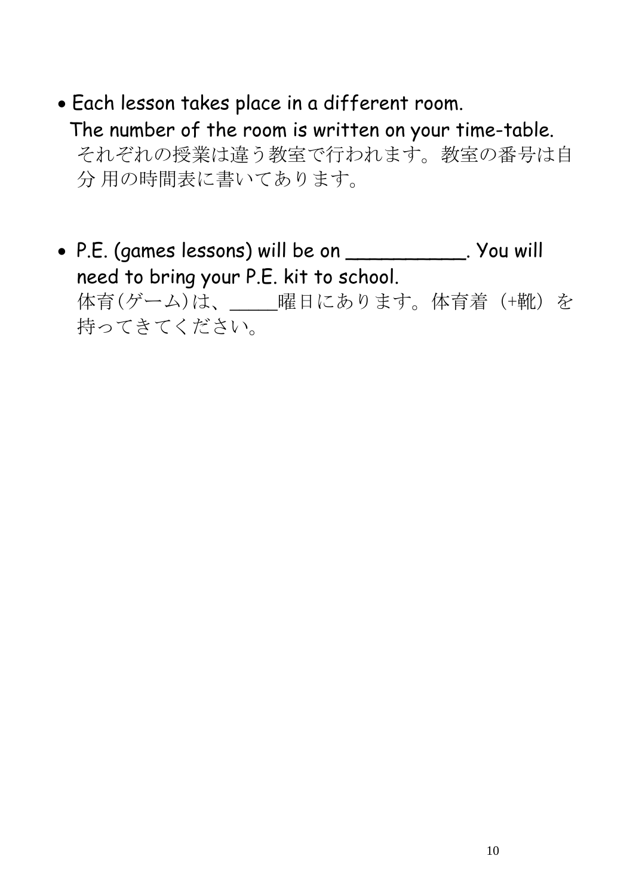- Each lesson takes place in a different room.
  The number of the room is written on your time-table.
  それぞれの授業は違う教室で行われます。教室の番号は自分 用の時間表に書いてあります。

- P.E. (games lessons) will be on __________. You will need to bring your P.E. kit to school.
  体育(ゲーム)は、____曜日にあります。体育着（+靴）を持ってきてください。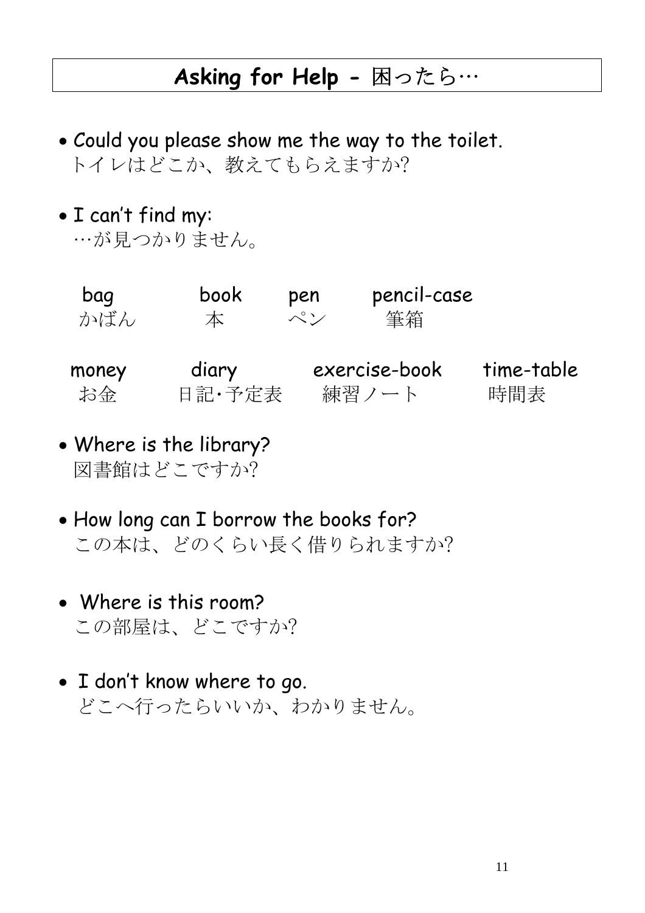# Asking for Help - 困ったら…

- Could you please show me the way to the toilet.
  トイレはどこか、教えてもらえますか?

- I can't find my:
  …が見つかりません。

| bag | book | pen | pencil-case |
|---|---|---|---|
| かばん | 本 | ペン | 筆箱 |

| money | diary | exercise-book | time-table |
|---|---|---|---|
| お金 | 日記･予定表 | 練習ノート | 時間表 |

- Where is the library?
  図書館はどこですか?

- How long can I borrow the books for?
  この本は、どのくらい長く借りられますか?

- Where is this room?
  この部屋は、どこですか?

- I don't know where to go.
  どこへ行ったらいいか、わかりません。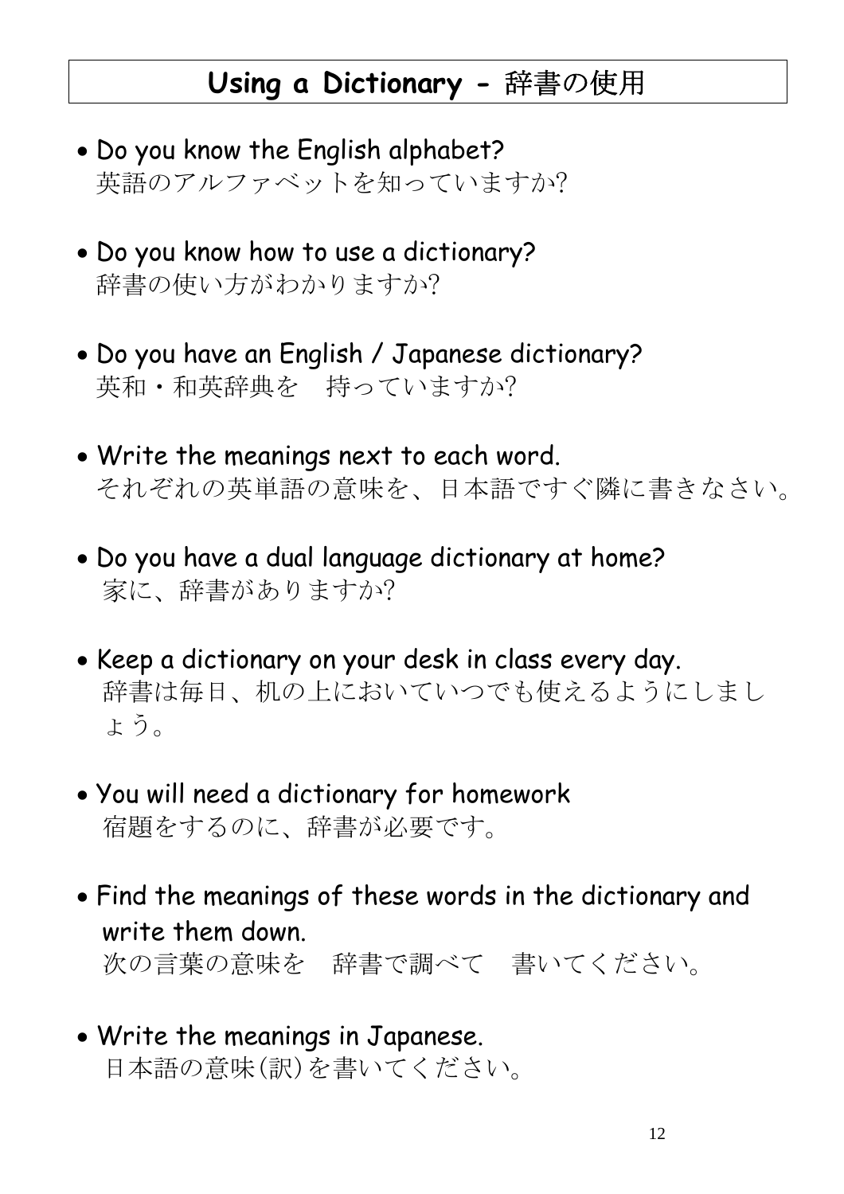# Using a Dictionary - 辞書の使用

- Do you know the English alphabet?
  英語のアルファベットを知っていますか?
- Do you know how to use a dictionary?
  辞書の使い方がわかりますか?
- Do you have an English / Japanese dictionary?
  英和・和英辞典を　持っていますか?
- Write the meanings next to each word.
  それぞれの英単語の意味を、日本語ですぐ隣に書きなさい。
- Do you have a dual language dictionary at home?
  家に、辞書がありますか?
- Keep a dictionary on your desk in class every day.
  辞書は毎日、机の上においていつでも使えるようにしましょう。
- You will need a dictionary for homework
  宿題をするのに、辞書が必要です。
- Find the meanings of these words in the dictionary and write them down.
  次の言葉の意味を　辞書で調べて　書いてください。
- Write the meanings in Japanese.
  日本語の意味(訳)を書いてください。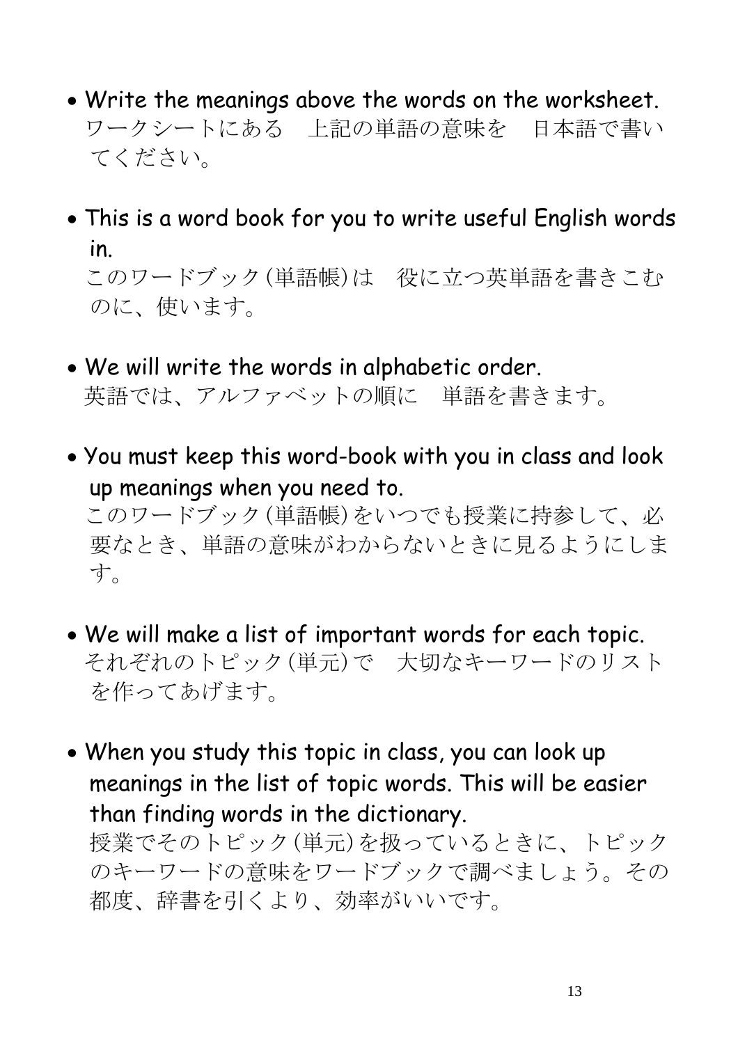- Write the meanings above the words on the worksheet.
  ワークシートにある　上記の単語の意味を　日本語で書いてください。

- This is a word book for you to write useful English words in.
  このワードブック（単語帳）は　役に立つ英単語を書きこむのに、使います。

- We will write the words in alphabetic order.
  英語では、アルファベットの順に　単語を書きます。

- You must keep this word-book with you in class and look up meanings when you need to.
  このワードブック（単語帳）をいつでも授業に持参して、必要なとき、単語の意味がわからないときに見るようにします。

- We will make a list of important words for each topic.
  それぞれのトピック（単元）で　大切なキーワードのリストを作ってあげます。

- When you study this topic in class, you can look up meanings in the list of topic words. This will be easier than finding words in the dictionary.
  授業でそのトピック（単元）を扱っているときに、トピックのキーワードの意味をワードブックで調べましょう。その都度、辞書を引くより、効率がいいです。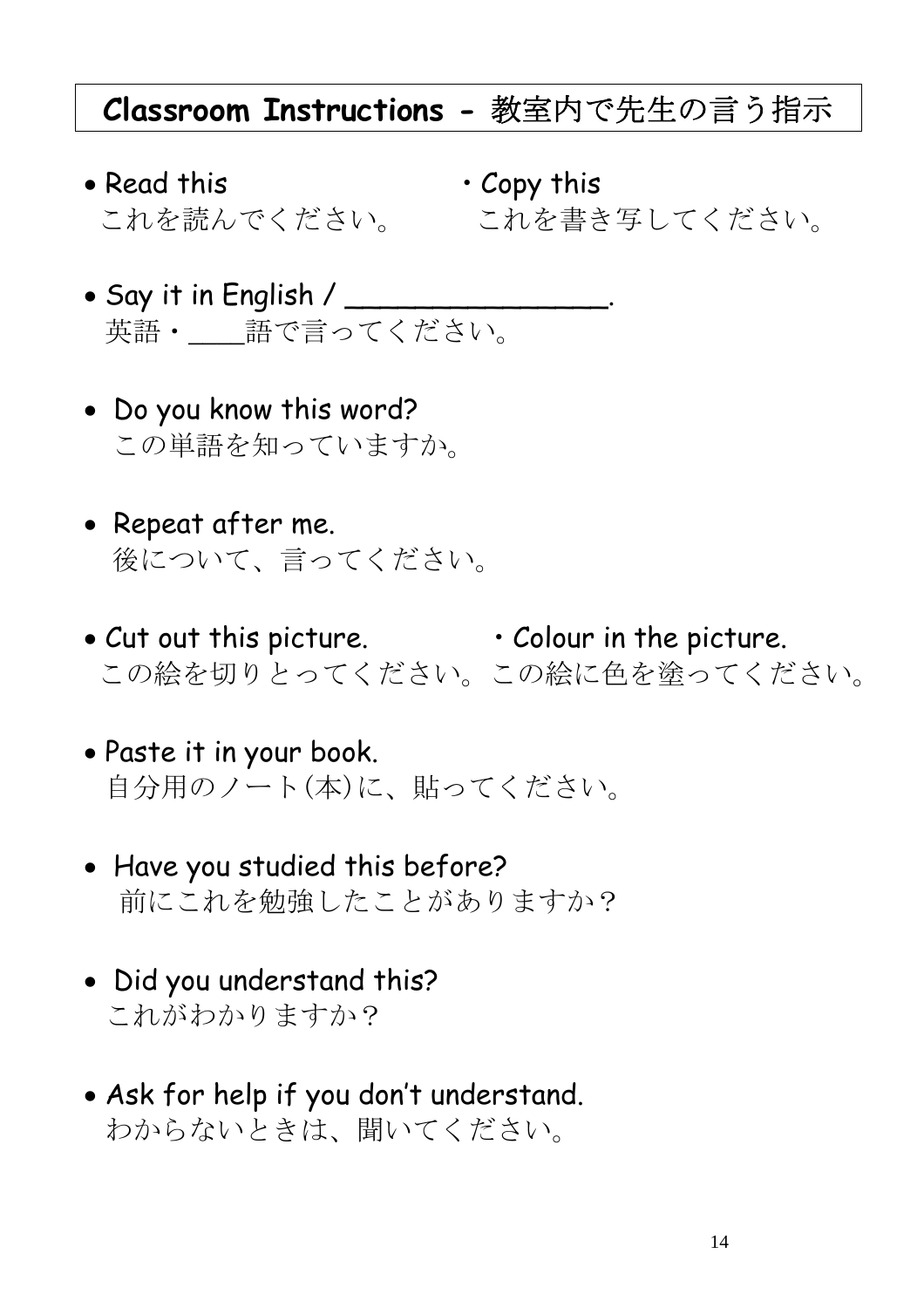## Classroom Instructions - 教室内で先生の言う指示

- Read this
  これを読んでください。
- Copy this
  これを書き写してください。
- Say it in English / ________________.
  英語・____語で言ってください。
- Do you know this word?
  この単語を知っていますか。
- Repeat after me.
  後について、言ってください。
- Cut out this picture.
  この絵を切りとってください。
- Colour in the picture.
  この絵に色を塗ってください。
- Paste it in your book.
  自分用のノート(本)に、貼ってください。
- Have you studied this before?
  前にこれを勉強したことがありますか？
- Did you understand this?
  これがわかりますか？
- Ask for help if you don't understand.
  わからないときは、聞いてください。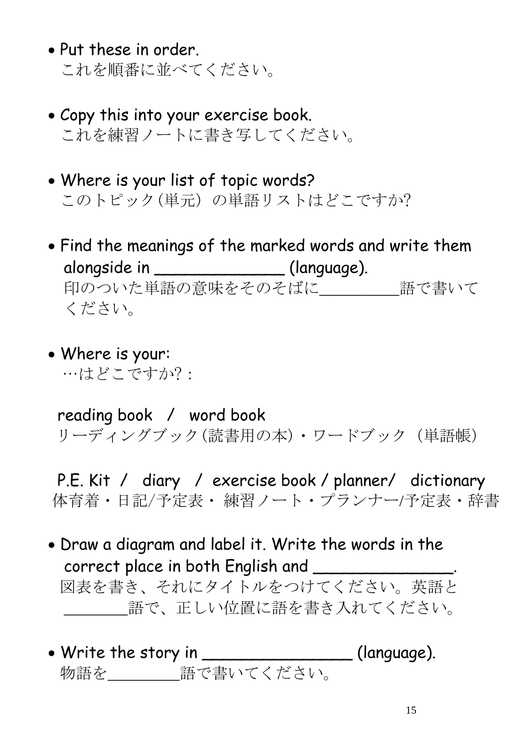- Put these in order.
  これを順番に並べてください。

- Copy this into your exercise book.
  これを練習ノートに書き写してください。

- Where is your list of topic words?
  このトピック(単元) の単語リストはどこですか?

- Find the meanings of the marked words and write them alongside in ______________ (language).
  印のついた単語の意味をそのそばに_________語で書いてください。

- Where is your:
  …はどこですか? :

  reading book / word book
  リーディングブック(読書用の本)・ワードブック (単語帳)

  P.E. Kit / diary / exercise book / planner/ dictionary
  体育着・日記/予定表・ 練習ノート・プランナー/予定表・辞書

- Draw a diagram and label it. Write the words in the correct place in both English and _______________.
  図表を書き、それにタイトルをつけてください。英語と_______語で、正しい位置に語を書き入れてください。

- Write the story in ________________ (language).
  物語を________語で書いてください。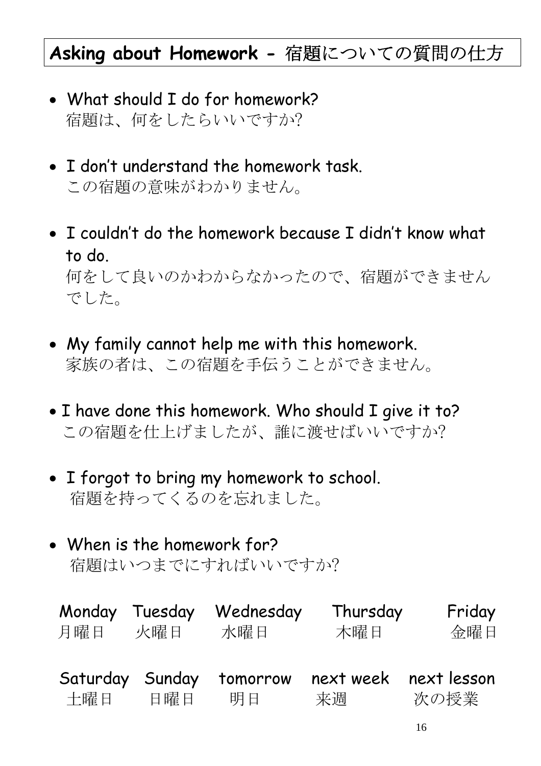## Asking about Homework - 宿題についての質問の仕方

- What should I do for homework?
  宿題は、何をしたらいいですか?
- I don't understand the homework task.
  この宿題の意味がわかりません。
- I couldn't do the homework because I didn't know what to do.
  何をして良いのかわからなかったので、宿題ができませんでした。
- My family cannot help me with this homework.
  家族の者は、この宿題を手伝うことができません。
- I have done this homework. Who should I give it to?
  この宿題を仕上げましたが、誰に渡せばいいですか?
- I forgot to bring my homework to school.
  宿題を持ってくるのを忘れました。
- When is the homework for?
  宿題はいつまでにすればいいですか?

| Monday | Tuesday | Wednesday | Thursday | Friday |
|---|---|---|---|---|
| 月曜日 | 火曜日 | 水曜日 | 木曜日 | 金曜日 |

| Saturday | Sunday | tomorrow | next week | next lesson |
|---|---|---|---|---|
| 土曜日 | 日曜日 | 明日 | 来週 | 次の授業 |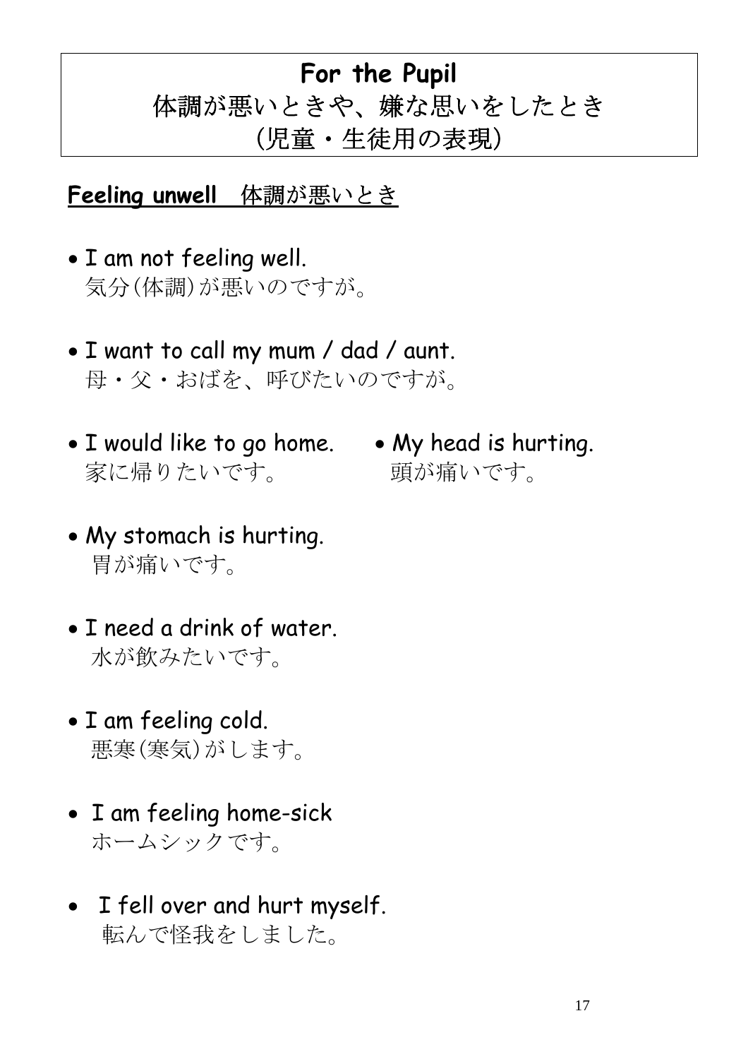# For the Pupil
# 体調が悪いときや、嫌な思いをしたとき
# (児童・生徒用の表現)

## Feeling unwell　体調が悪いとき

- I am not feeling well.
  気分(体調)が悪いのですが。

- I want to call my mum / dad / aunt.
  母・父・おばを、呼びたいのですが。

- I would like to go home.
  家に帰りたいです。

- My head is hurting.
  頭が痛いです。

- My stomach is hurting.
  胃が痛いです。

- I need a drink of water.
  水が飲みたいです。

- I am feeling cold.
  悪寒(寒気)がします。

- I am feeling home-sick
  ホームシックです。

- I fell over and hurt myself.
  転んで怪我をしました。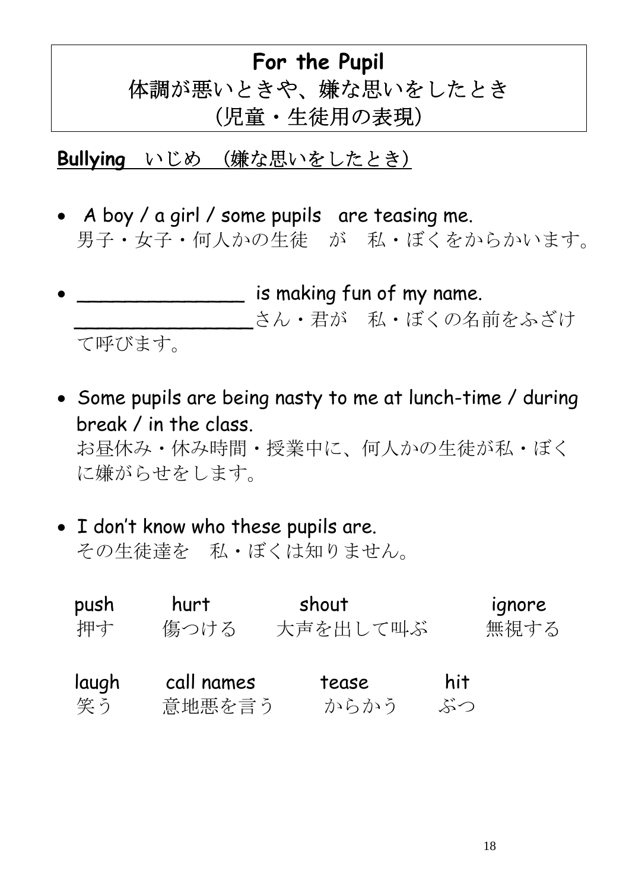# For the Pupil
# 体調が悪いときや、嫌な思いをしたとき
# (児童・生徒用の表現)

## Bullying いじめ (嫌な思いをしたとき)

- A boy / a girl / some pupils are teasing me.
  男子・女子・何人かの生徒 が 私・ぼくをからかいます。

- _______________ is making fun of my name.
  ________________さん・君が 私・ぼくの名前をふざけて呼びます。

- Some pupils are being nasty to me at lunch-time / during break / in the class.
  お昼休み・休み時間・授業中に、何人かの生徒が私・ぼくに嫌がらせをします。

- I don't know who these pupils are.
  その生徒達を 私・ぼくは知りません。

| push | hurt | shout | ignore |
|---|---|---|---|
| 押す | 傷つける | 大声を出して叫ぶ | 無視する |

| laugh | call names | tease | hit |
|---|---|---|---|
| 笑う | 意地悪を言う | からかう | ぶつ |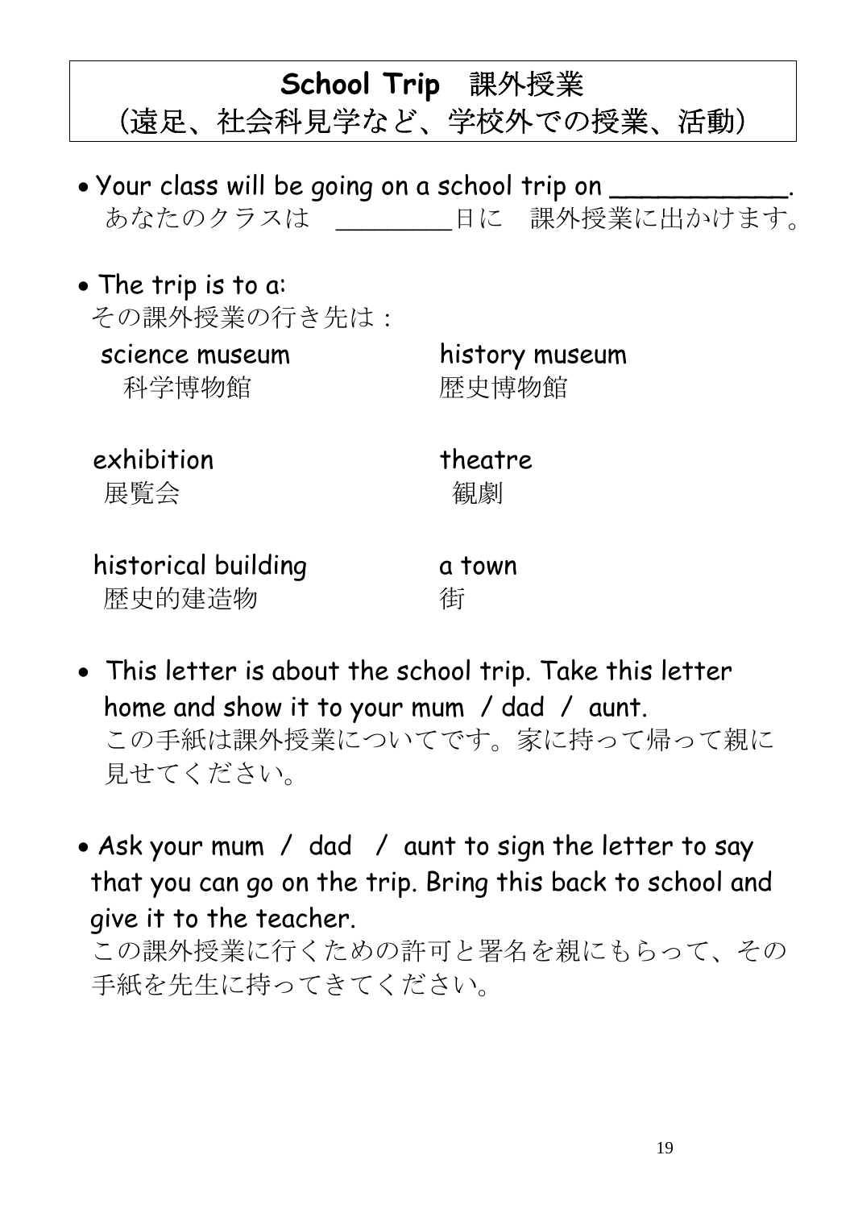# School Trip　課外授業
# （遠足、社会科見学など、学校外での授業、活動）

- Your class will be going on a school trip on ___________.
  あなたのクラスは　_______日に　課外授業に出かけます。

- The trip is to a:
  その課外授業の行き先は：

| | |
|---|---|
| science museum<br>科学博物館 | history museum<br>歴史博物館 |
| exhibition<br>展覧会 | theatre<br>観劇 |
| historical building<br>歴史的建造物 | a town<br>街 |

- This letter is about the school trip. Take this letter home and show it to your mum / dad / aunt.
  この手紙は課外授業についてです。家に持って帰って親に見せてください。

- Ask your mum / dad / aunt to sign the letter to say that you can go on the trip. Bring this back to school and give it to the teacher.
  この課外授業に行くための許可と署名を親にもらって、その手紙を先生に持ってきてください。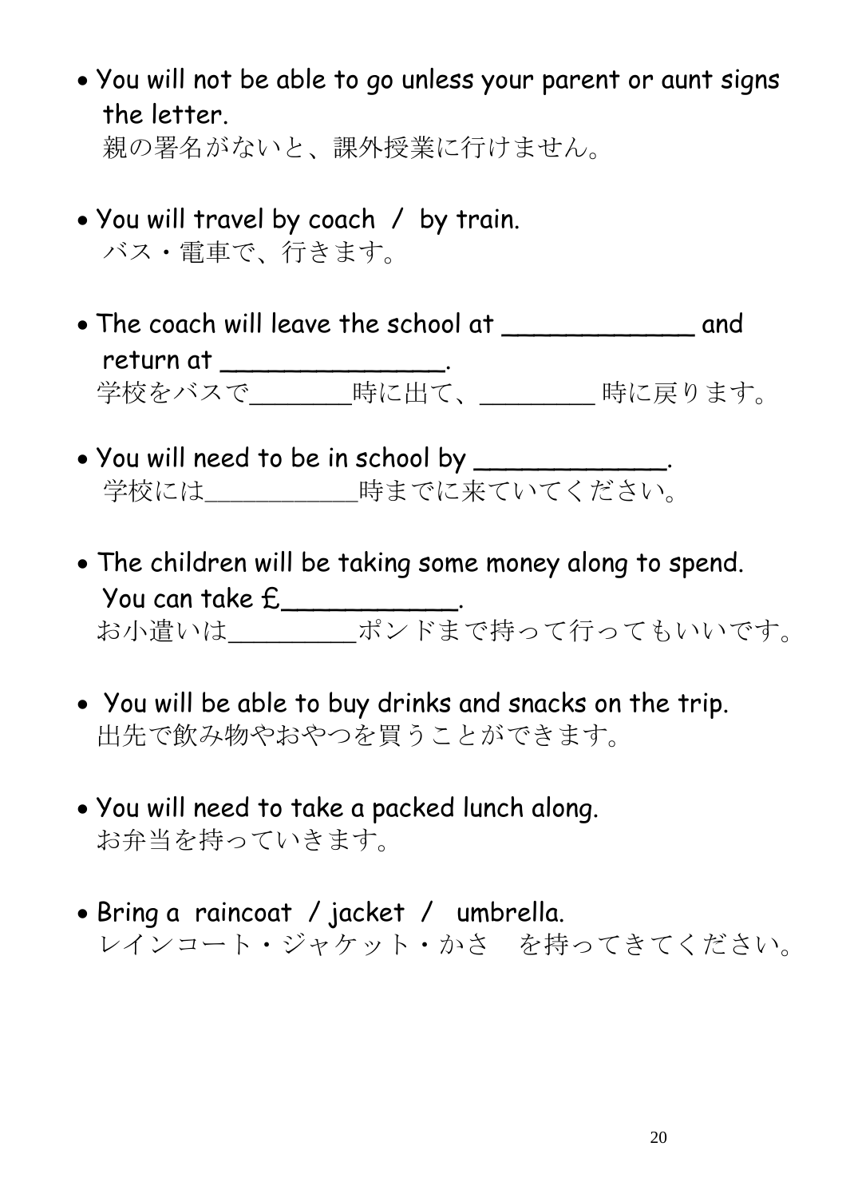- You will not be able to go unless your parent or aunt signs the letter.
  親の署名がないと、課外授業に行けません。

- You will travel by coach / by train.
  バス・電車で、行きます。

- The coach will leave the school at ____________ and return at ______________.
  学校をバスで_______時に出て、________ 時に戻ります。

- You will need to be in school by ____________.
  学校には__________時までに来ていてください。

- The children will be taking some money along to spend. You can take £___________.
  お小遣いは________ポンドまで持って行ってもいいです。

- You will be able to buy drinks and snacks on the trip.
  出先で飲み物やおやつを買うことができます。

- You will need to take a packed lunch along.
  お弁当を持っていきます。

- Bring a raincoat / jacket / umbrella.
  レインコート・ジャケット・かさ　を持ってきてください。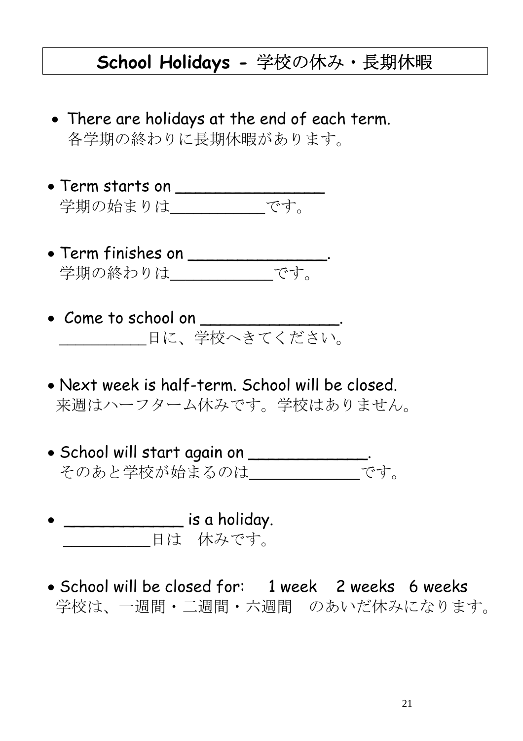# School Holidays - 学校の休み・長期休暇

- There are holidays at the end of each term.
  各学期の終わりに長期休暇があります。

- Term starts on _______________
  学期の始まりは__________です。

- Term finishes on ______________.
  学期の終わりは___________です。

- Come to school on ______________.
  _________日に、学校へきてください。

- Next week is half-term. School will be closed.
  来週はハーフターム休みです。学校はありません。

- School will start again on ____________.
  そのあと学校が始まるのは____________です。

- ____________ is a holiday.
  _________日は　休みです。

- School will be closed for:　 1 week　 2 weeks　 6 weeks
  学校は、一週間・二週間・六週間　のあいだ休みになります。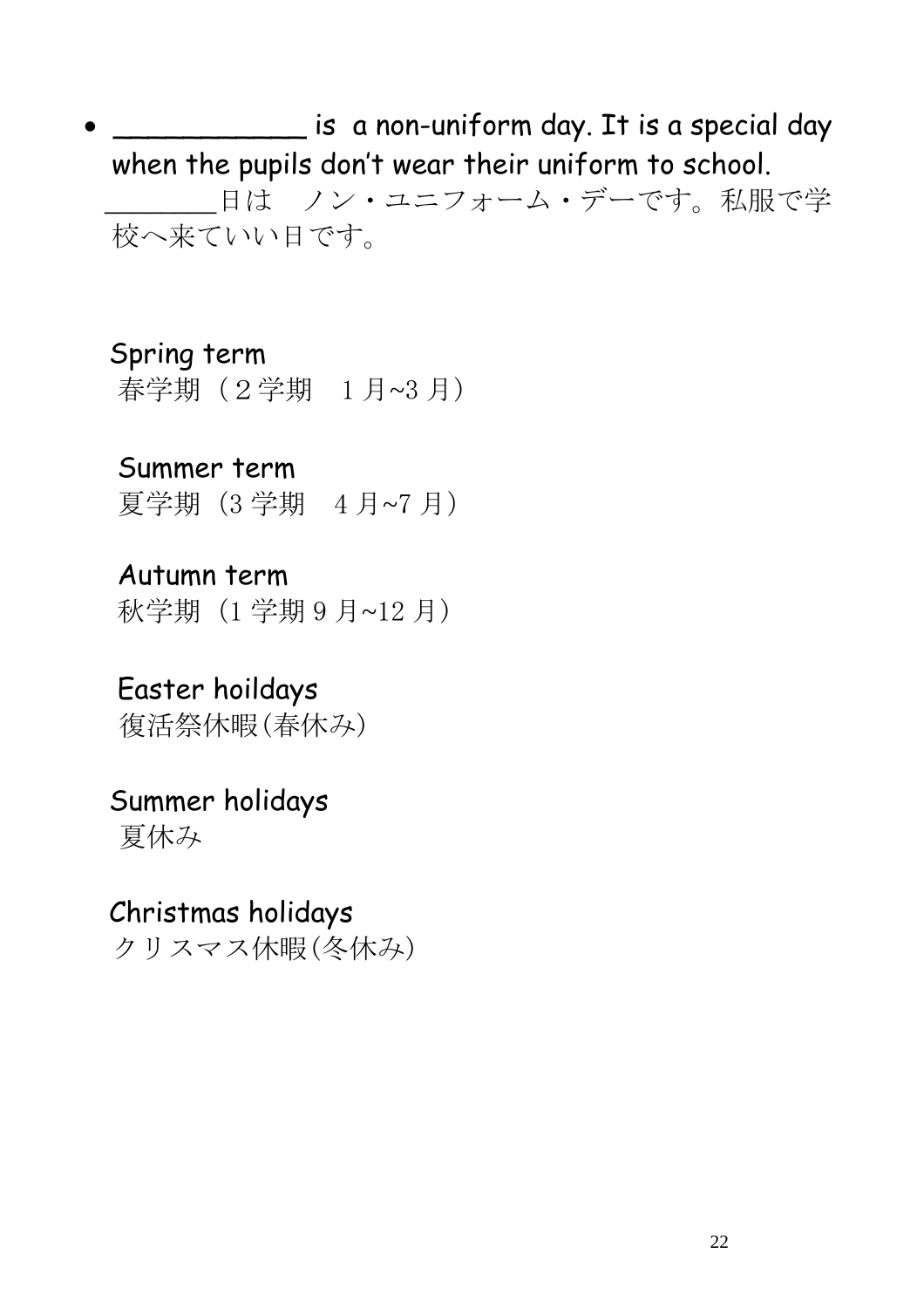- ____________ is  a non-uniform day. It is a special day when the pupils don’t wear their uniform to school.
  ________日は　ノン・ユニフォーム・デーです。私服で学校へ来ていい日です。

Spring term
春学期（２学期　１月~3 月）

Summer term
夏学期（3 学期　4 月~7 月）

Autumn term
秋学期（1 学期 9 月~12 月）

Easter hoildays
復活祭休暇(春休み)

Summer holidays
夏休み

Christmas holidays
クリスマス休暇(冬休み)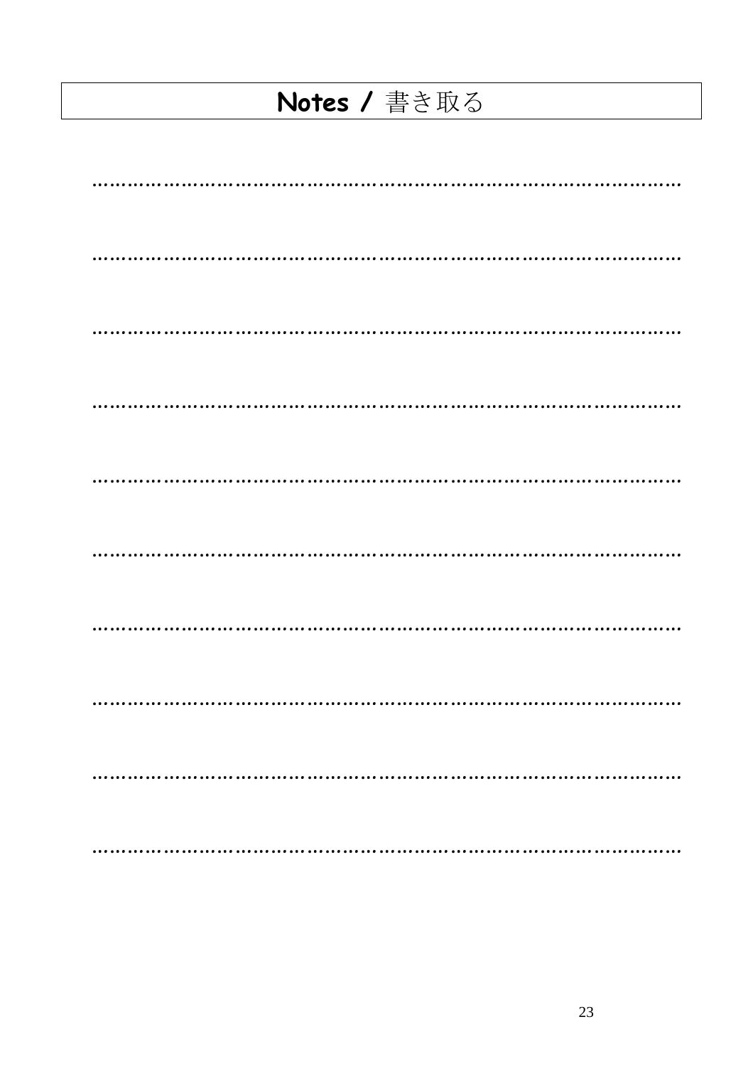# Notes / 書き取る

…………………………………………………………………………………………

…………………………………………………………………………………………

…………………………………………………………………………………………

…………………………………………………………………………………………

…………………………………………………………………………………………

…………………………………………………………………………………………

…………………………………………………………………………………………

…………………………………………………………………………………………

…………………………………………………………………………………………

…………………………………………………………………………………………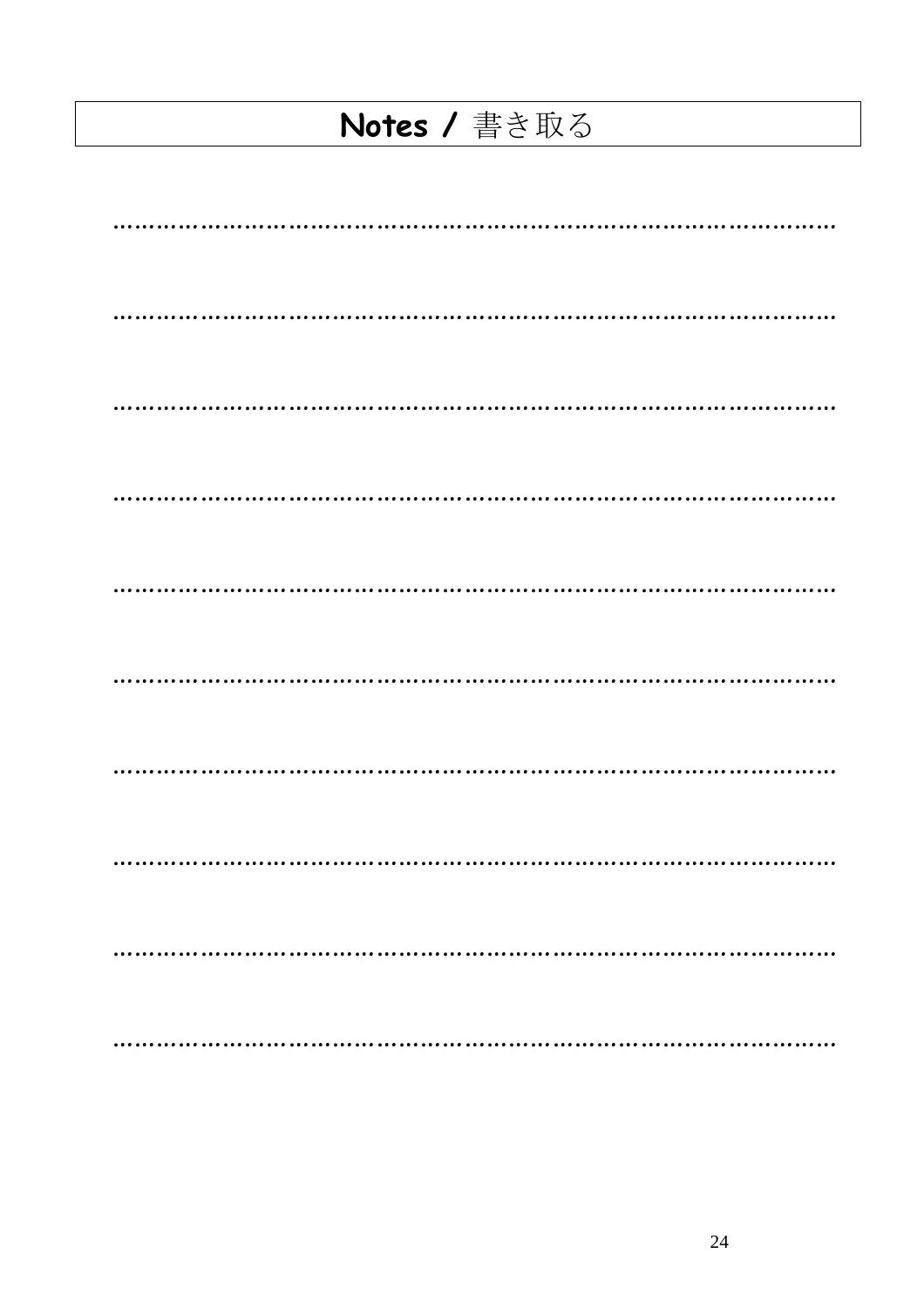# Notes / 書き取る

……………………………………………………………………………………

……………………………………………………………………………………

……………………………………………………………………………………

……………………………………………………………………………………

……………………………………………………………………………………

……………………………………………………………………………………

……………………………………………………………………………………

……………………………………………………………………………………

……………………………………………………………………………………

……………………………………………………………………………………